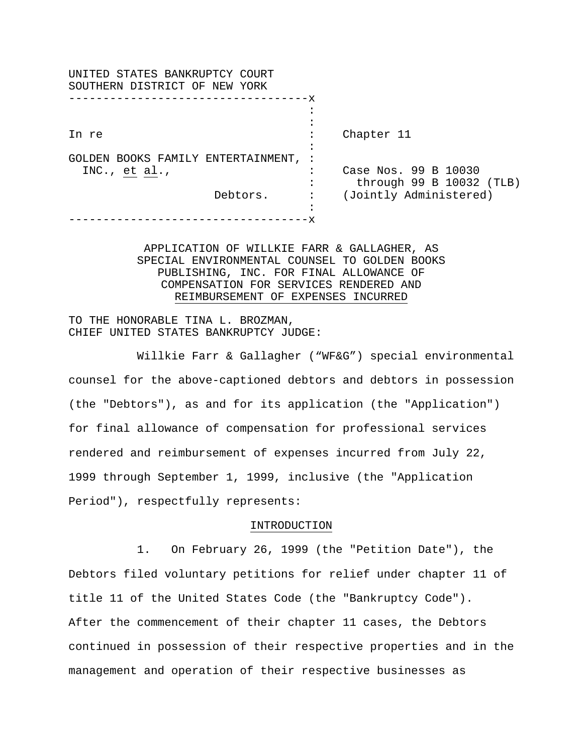UNITED STATES BANKRUPTCY COURT
SOUTHERN DISTRICT OF NEW YORK

| | |
|---|---|
| In re<br><br>GOLDEN BOOKS FAMILY ENTERTAINMENT, INC., *et al*.,<br><br>Debtors. | Chapter 11<br><br>Case Nos. 99 B 10030 through 99 B 10032 (TLB)<br>(Jointly Administered) |

APPLICATION OF WILLKIE FARR & GALLAGHER, AS SPECIAL ENVIRONMENTAL COUNSEL TO GOLDEN BOOKS PUBLISHING, INC. FOR FINAL ALLOWANCE OF COMPENSATION FOR SERVICES RENDERED AND REIMBURSEMENT OF EXPENSES INCURRED

TO THE HONORABLE TINA L. BROZMAN,
CHIEF UNITED STATES BANKRUPTCY JUDGE:

Willkie Farr & Gallagher ("WF&G") special environmental counsel for the above-captioned debtors and debtors in possession (the "Debtors"), as and for its application (the "Application") for final allowance of compensation for professional services rendered and reimbursement of expenses incurred from July 22, 1999 through September 1, 1999, inclusive (the "Application Period"), respectfully represents:

## INTRODUCTION

1. On February 26, 1999 (the "Petition Date"), the Debtors filed voluntary petitions for relief under chapter 11 of title 11 of the United States Code (the "Bankruptcy Code"). After the commencement of their chapter 11 cases, the Debtors continued in possession of their respective properties and in the management and operation of their respective businesses as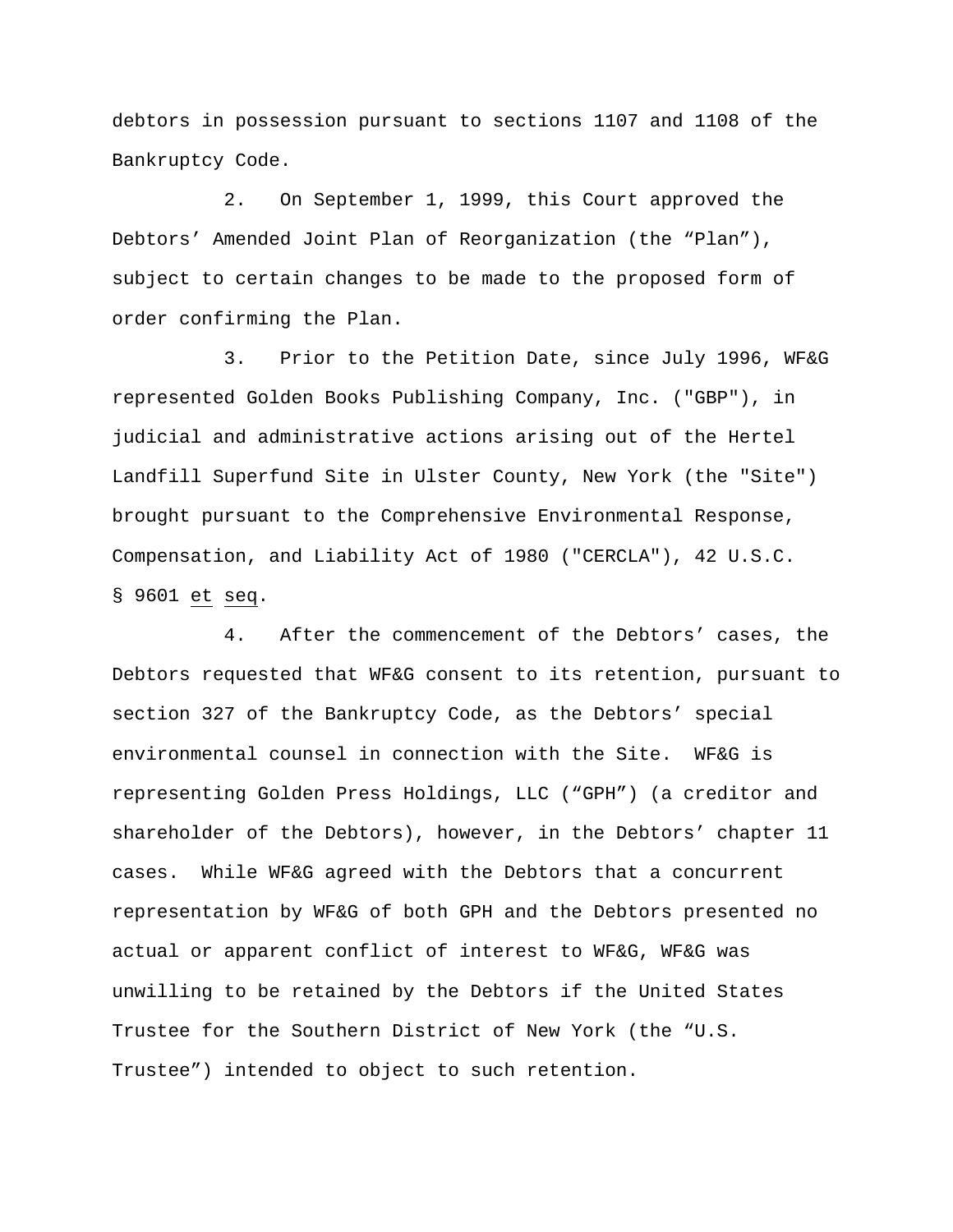debtors in possession pursuant to sections 1107 and 1108 of the Bankruptcy Code.

2. On September 1, 1999, this Court approved the Debtors' Amended Joint Plan of Reorganization (the "Plan"), subject to certain changes to be made to the proposed form of order confirming the Plan.

3. Prior to the Petition Date, since July 1996, WF&G represented Golden Books Publishing Company, Inc. ("GBP"), in judicial and administrative actions arising out of the Hertel Landfill Superfund Site in Ulster County, New York (the "Site") brought pursuant to the Comprehensive Environmental Response, Compensation, and Liability Act of 1980 ("CERCLA"), 42 U.S.C. § 9601 et seq.

4. After the commencement of the Debtors' cases, the Debtors requested that WF&G consent to its retention, pursuant to section 327 of the Bankruptcy Code, as the Debtors' special environmental counsel in connection with the Site. WF&G is representing Golden Press Holdings, LLC ("GPH") (a creditor and shareholder of the Debtors), however, in the Debtors' chapter 11 cases. While WF&G agreed with the Debtors that a concurrent representation by WF&G of both GPH and the Debtors presented no actual or apparent conflict of interest to WF&G, WF&G was unwilling to be retained by the Debtors if the United States Trustee for the Southern District of New York (the "U.S. Trustee") intended to object to such retention.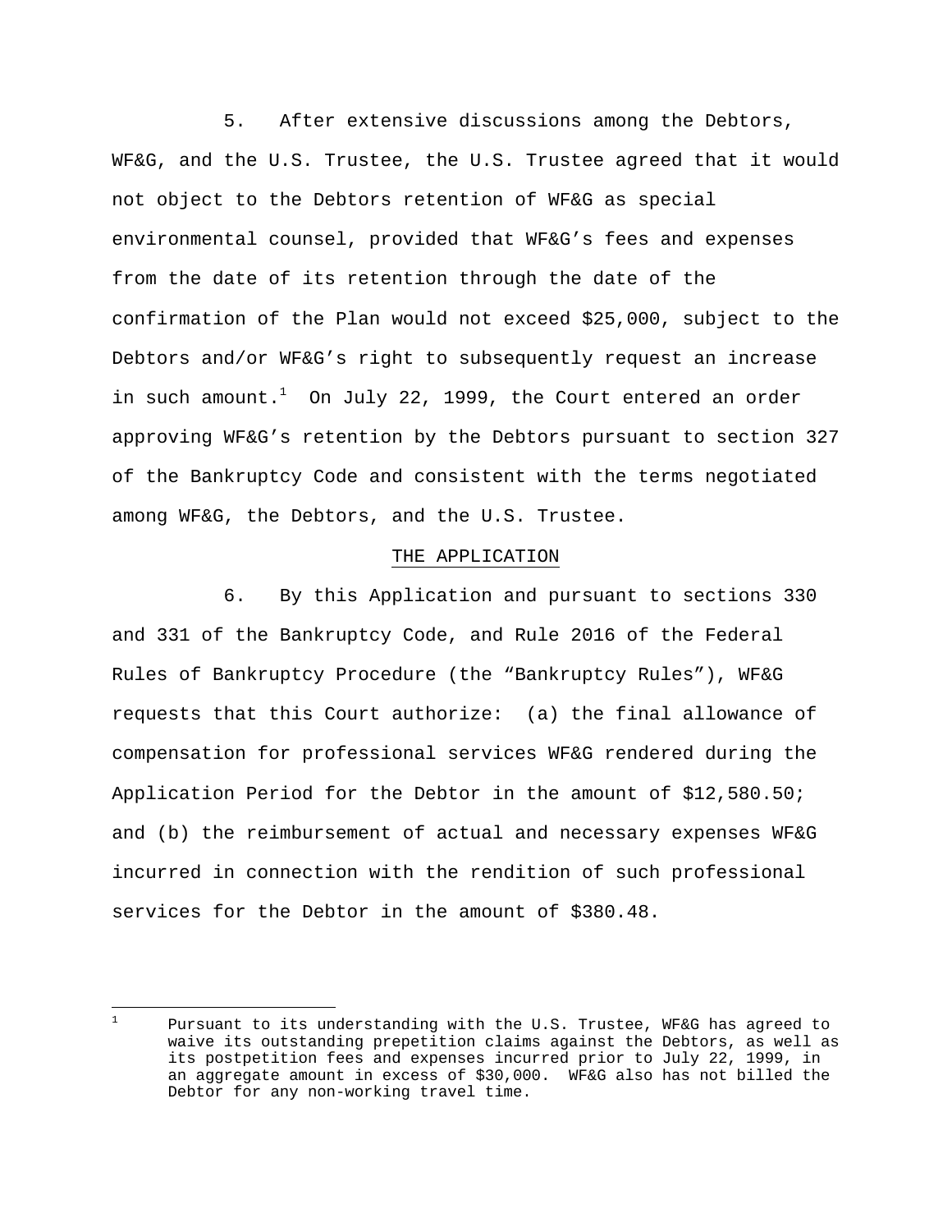5. After extensive discussions among the Debtors, WF&G, and the U.S. Trustee, the U.S. Trustee agreed that it would not object to the Debtors retention of WF&G as special environmental counsel, provided that WF&G's fees and expenses from the date of its retention through the date of the confirmation of the Plan would not exceed $25,000, subject to the Debtors and/or WF&G's right to subsequently request an increase in such amount.[1] On July 22, 1999, the Court entered an order approving WF&G's retention by the Debtors pursuant to section 327 of the Bankruptcy Code and consistent with the terms negotiated among WF&G, the Debtors, and the U.S. Trustee.

## THE APPLICATION

6. By this Application and pursuant to sections 330 and 331 of the Bankruptcy Code, and Rule 2016 of the Federal Rules of Bankruptcy Procedure (the "Bankruptcy Rules"), WF&G requests that this Court authorize: (a) the final allowance of compensation for professional services WF&G rendered during the Application Period for the Debtor in the amount of $12,580.50; and (b) the reimbursement of actual and necessary expenses WF&G incurred in connection with the rendition of such professional services for the Debtor in the amount of $380.48.

---

[1] Pursuant to its understanding with the U.S. Trustee, WF&G has agreed to waive its outstanding prepetition claims against the Debtors, as well as its postpetition fees and expenses incurred prior to July 22, 1999, in an aggregate amount in excess of $30,000. WF&G also has not billed the Debtor for any non-working travel time.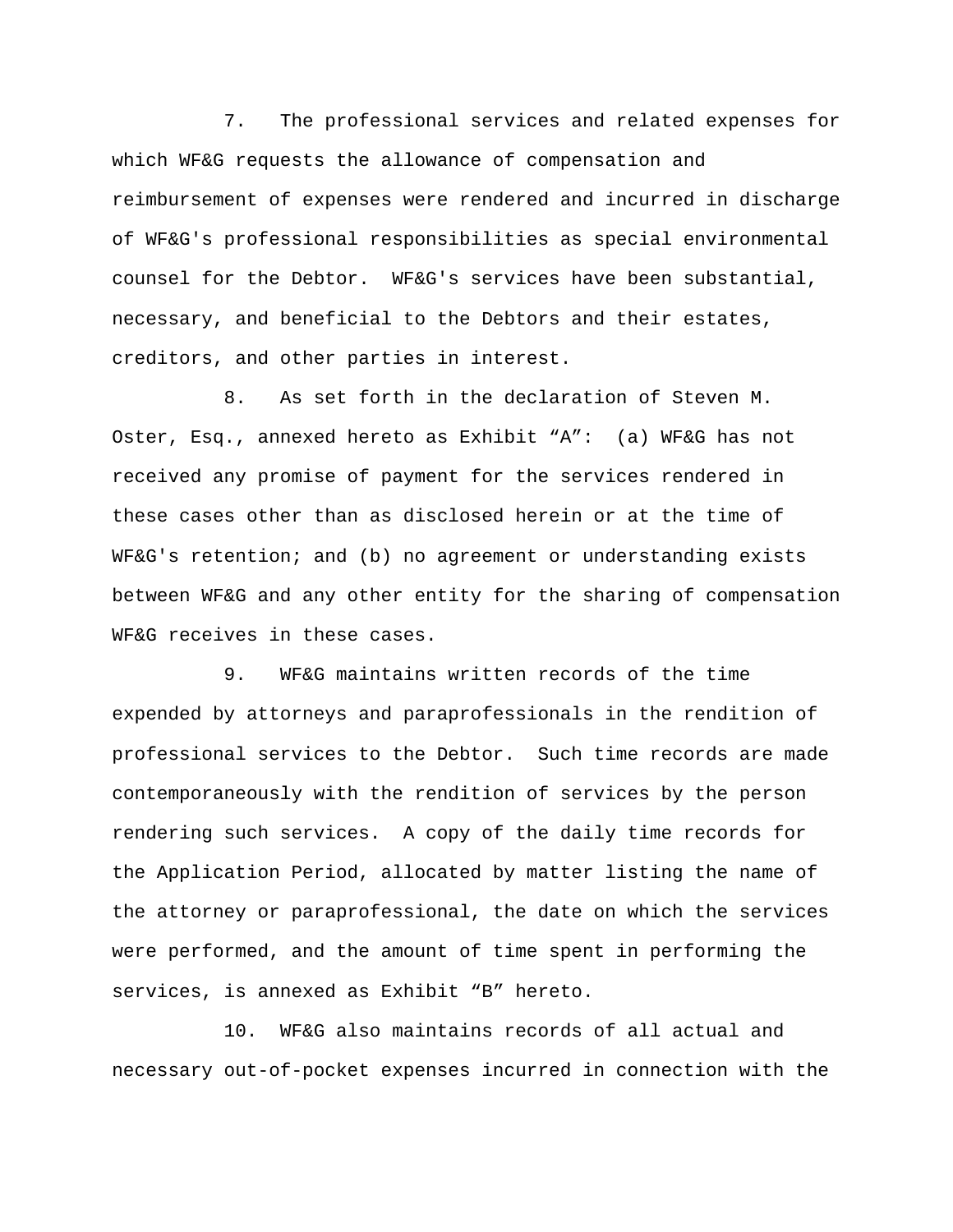7. The professional services and related expenses for which WF&G requests the allowance of compensation and reimbursement of expenses were rendered and incurred in discharge of WF&G's professional responsibilities as special environmental counsel for the Debtor. WF&G's services have been substantial, necessary, and beneficial to the Debtors and their estates, creditors, and other parties in interest.

8. As set forth in the declaration of Steven M. Oster, Esq., annexed hereto as Exhibit "A": (a) WF&G has not received any promise of payment for the services rendered in these cases other than as disclosed herein or at the time of WF&G's retention; and (b) no agreement or understanding exists between WF&G and any other entity for the sharing of compensation WF&G receives in these cases.

9. WF&G maintains written records of the time expended by attorneys and paraprofessionals in the rendition of professional services to the Debtor. Such time records are made contemporaneously with the rendition of services by the person rendering such services. A copy of the daily time records for the Application Period, allocated by matter listing the name of the attorney or paraprofessional, the date on which the services were performed, and the amount of time spent in performing the services, is annexed as Exhibit "B" hereto.

10. WF&G also maintains records of all actual and necessary out-of-pocket expenses incurred in connection with the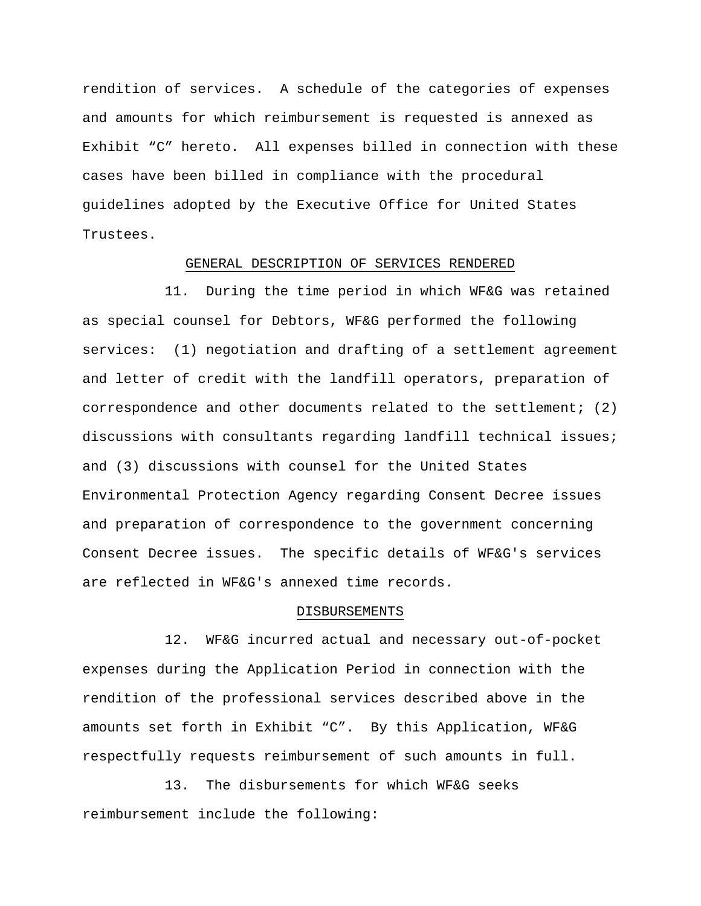rendition of services. A schedule of the categories of expenses and amounts for which reimbursement is requested is annexed as Exhibit "C" hereto. All expenses billed in connection with these cases have been billed in compliance with the procedural guidelines adopted by the Executive Office for United States Trustees.

## GENERAL DESCRIPTION OF SERVICES RENDERED

11. During the time period in which WF&G was retained as special counsel for Debtors, WF&G performed the following services: (1) negotiation and drafting of a settlement agreement and letter of credit with the landfill operators, preparation of correspondence and other documents related to the settlement; (2) discussions with consultants regarding landfill technical issues; and (3) discussions with counsel for the United States Environmental Protection Agency regarding Consent Decree issues and preparation of correspondence to the government concerning Consent Decree issues. The specific details of WF&G's services are reflected in WF&G's annexed time records.

## DISBURSEMENTS

12. WF&G incurred actual and necessary out-of-pocket expenses during the Application Period in connection with the rendition of the professional services described above in the amounts set forth in Exhibit "C". By this Application, WF&G respectfully requests reimbursement of such amounts in full.

13. The disbursements for which WF&G seeks reimbursement include the following: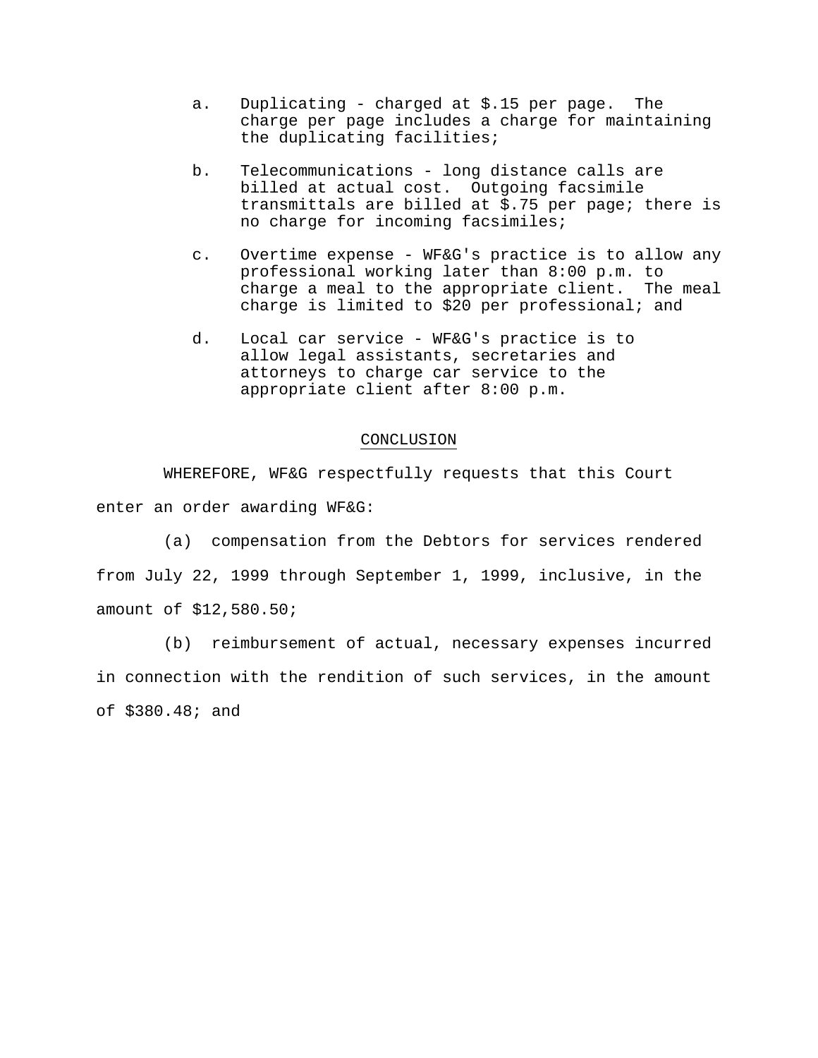a. Duplicating - charged at $.15 per page. The charge per page includes a charge for maintaining the duplicating facilities;

b. Telecommunications - long distance calls are billed at actual cost. Outgoing facsimile transmittals are billed at $.75 per page; there is no charge for incoming facsimiles;

c. Overtime expense - WF&G's practice is to allow any professional working later than 8:00 p.m. to charge a meal to the appropriate client. The meal charge is limited to $20 per professional; and

d. Local car service - WF&G's practice is to allow legal assistants, secretaries and attorneys to charge car service to the appropriate client after 8:00 p.m.

## CONCLUSION

WHEREFORE, WF&G respectfully requests that this Court enter an order awarding WF&G:

(a) compensation from the Debtors for services rendered from July 22, 1999 through September 1, 1999, inclusive, in the amount of $12,580.50;

(b) reimbursement of actual, necessary expenses incurred in connection with the rendition of such services, in the amount of $380.48; and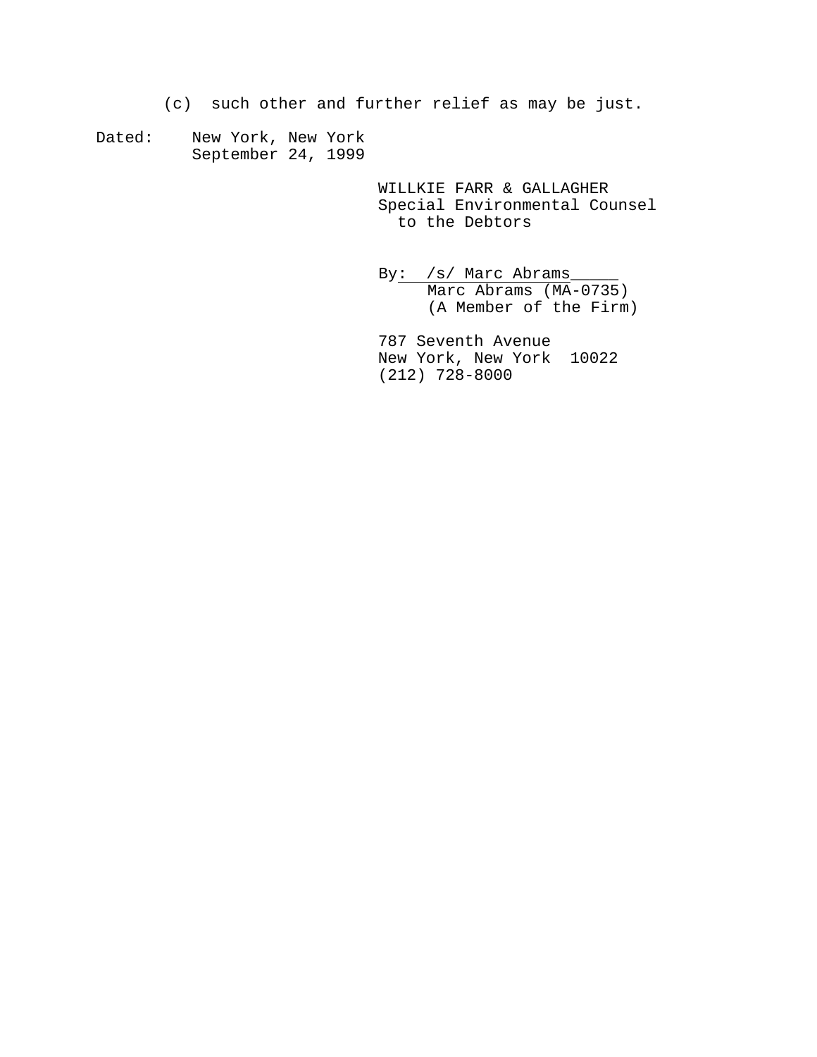(c) such other and further relief as may be just.

Dated: New York, New York
September 24, 1999

WILLKIE FARR & GALLAGHER
Special Environmental Counsel
to the Debtors

By: /s/ Marc Abrams
Marc Abrams (MA-0735)
(A Member of the Firm)

787 Seventh Avenue
New York, New York 10022
(212) 728-8000